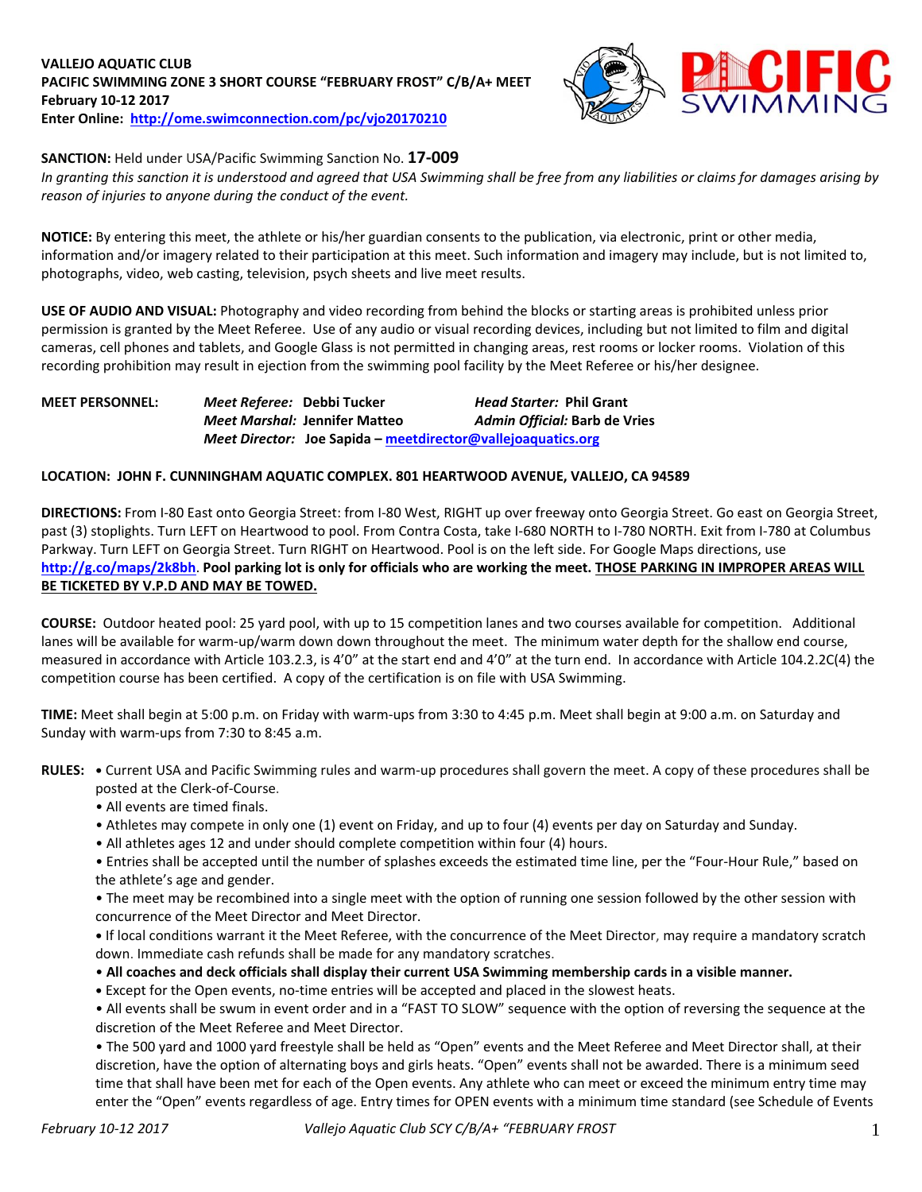**VALLEJO AQUATIC CLUB**
**PACIFIC SWIMMING ZONE 3 SHORT COURSE "FEBRUARY FROST" C/B/A+ MEET**
**February 10-12 2017**
**Enter Online: http://ome.swimconnection.com/pc/vjo20170210**

**SANCTION:** Held under USA/Pacific Swimming Sanction No. **17-009**
*In granting this sanction it is understood and agreed that USA Swimming shall be free from any liabilities or claims for damages arising by reason of injuries to anyone during the conduct of the event.*

**NOTICE:** By entering this meet, the athlete or his/her guardian consents to the publication, via electronic, print or other media, information and/or imagery related to their participation at this meet. Such information and imagery may include, but is not limited to, photographs, video, web casting, television, psych sheets and live meet results.

**USE OF AUDIO AND VISUAL:** Photography and video recording from behind the blocks or starting areas is prohibited unless prior permission is granted by the Meet Referee. Use of any audio or visual recording devices, including but not limited to film and digital cameras, cell phones and tablets, and Google Glass is not permitted in changing areas, rest rooms or locker rooms. Violation of this recording prohibition may result in ejection from the swimming pool facility by the Meet Referee or his/her designee.

**MEET PERSONNEL:** *Meet Referee:* **Debbi Tucker** — *Head Starter:* **Phil Grant**
*Meet Marshal:* **Jennifer Matteo** — *Admin Official:* **Barb de Vries**
*Meet Director:* **Joe Sapida – meetdirector@vallejoaquatics.org**

**LOCATION: JOHN F. CUNNINGHAM AQUATIC COMPLEX. 801 HEARTWOOD AVENUE, VALLEJO, CA 94589**

**DIRECTIONS:** From I-80 East onto Georgia Street: from I-80 West, RIGHT up over freeway onto Georgia Street. Go east on Georgia Street, past (3) stoplights. Turn LEFT on Heartwood to pool. From Contra Costa, take I-680 NORTH to I-780 NORTH. Exit from I-780 at Columbus Parkway. Turn LEFT on Georgia Street. Turn RIGHT on Heartwood. Pool is on the left side. For Google Maps directions, use **http://g.co/maps/2k8bh**. **Pool parking lot is only for officials who are working the meet. THOSE PARKING IN IMPROPER AREAS WILL BE TICKETED BY V.P.D AND MAY BE TOWED.**

**COURSE:** Outdoor heated pool: 25 yard pool, with up to 15 competition lanes and two courses available for competition. Additional lanes will be available for warm-up/warm down down throughout the meet. The minimum water depth for the shallow end course, measured in accordance with Article 103.2.3, is 4'0" at the start end and 4'0" at the turn end. In accordance with Article 104.2.2C(4) the competition course has been certified. A copy of the certification is on file with USA Swimming.

**TIME:** Meet shall begin at 5:00 p.m. on Friday with warm-ups from 3:30 to 4:45 p.m. Meet shall begin at 9:00 a.m. on Saturday and Sunday with warm-ups from 7:30 to 8:45 a.m.

**RULES:**
- Current USA and Pacific Swimming rules and warm-up procedures shall govern the meet. A copy of these procedures shall be posted at the Clerk-of-Course.
- All events are timed finals.
- Athletes may compete in only one (1) event on Friday, and up to four (4) events per day on Saturday and Sunday.
- All athletes ages 12 and under should complete competition within four (4) hours.
- Entries shall be accepted until the number of splashes exceeds the estimated time line, per the "Four-Hour Rule," based on the athlete's age and gender.
- The meet may be recombined into a single meet with the option of running one session followed by the other session with concurrence of the Meet Director and Meet Director.
- If local conditions warrant it the Meet Referee, with the concurrence of the Meet Director, may require a mandatory scratch down. Immediate cash refunds shall be made for any mandatory scratches.
- **All coaches and deck officials shall display their current USA Swimming membership cards in a visible manner.**
- Except for the Open events, no-time entries will be accepted and placed in the slowest heats.
- All events shall be swum in event order and in a "FAST TO SLOW" sequence with the option of reversing the sequence at the discretion of the Meet Referee and Meet Director.
- The 500 yard and 1000 yard freestyle shall be held as "Open" events and the Meet Referee and Meet Director shall, at their discretion, have the option of alternating boys and girls heats. "Open" events shall not be awarded. There is a minimum seed time that shall have been met for each of the Open events. Any athlete who can meet or exceed the minimum entry time may enter the "Open" events regardless of age. Entry times for OPEN events with a minimum time standard (see Schedule of Events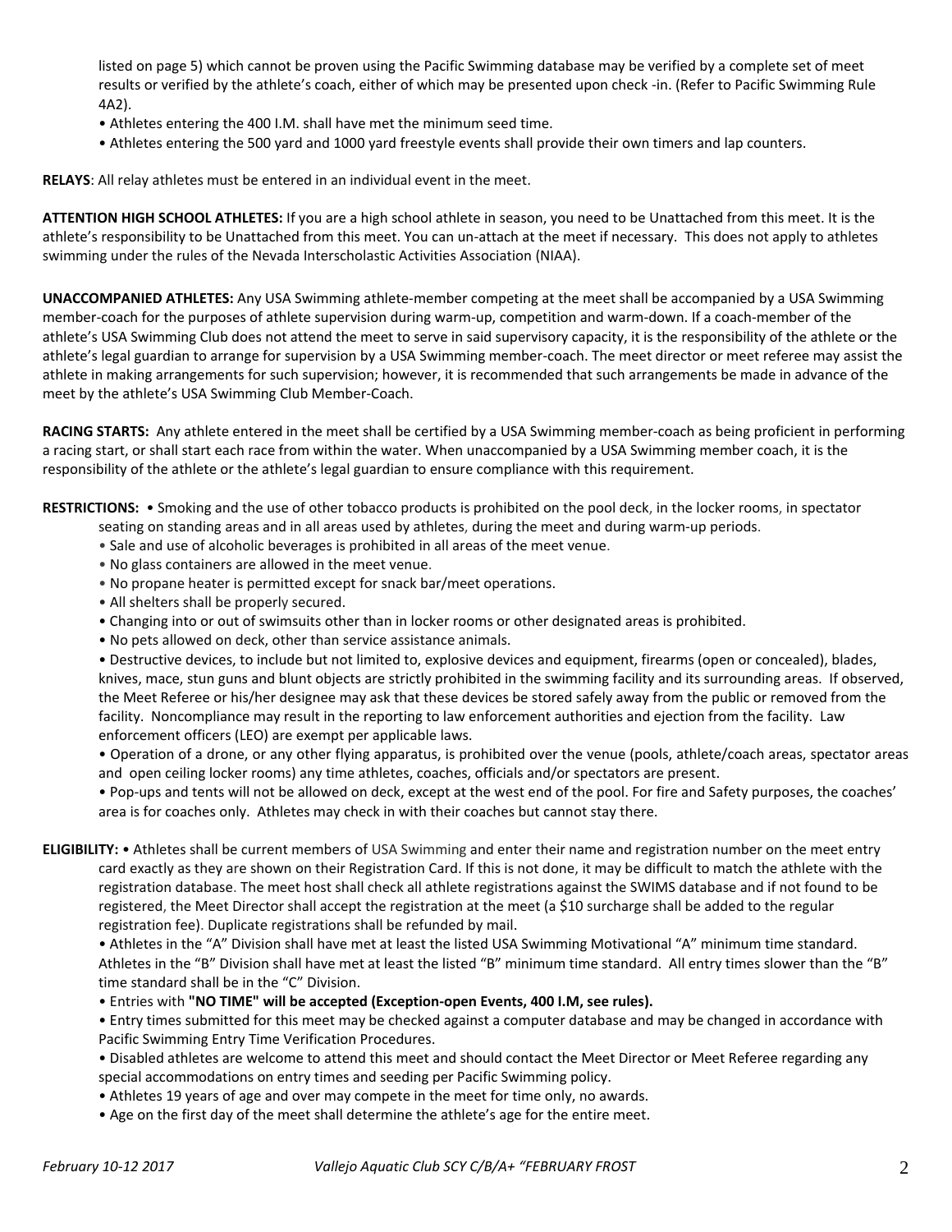listed on page 5) which cannot be proven using the Pacific Swimming database may be verified by a complete set of meet results or verified by the athlete's coach, either of which may be presented upon check -in. (Refer to Pacific Swimming Rule 4A2).

- Athletes entering the 400 I.M. shall have met the minimum seed time.
- Athletes entering the 500 yard and 1000 yard freestyle events shall provide their own timers and lap counters.

**RELAYS**: All relay athletes must be entered in an individual event in the meet.

**ATTENTION HIGH SCHOOL ATHLETES:** If you are a high school athlete in season, you need to be Unattached from this meet. It is the athlete's responsibility to be Unattached from this meet. You can un-attach at the meet if necessary. This does not apply to athletes swimming under the rules of the Nevada Interscholastic Activities Association (NIAA).

**UNACCOMPANIED ATHLETES:** Any USA Swimming athlete-member competing at the meet shall be accompanied by a USA Swimming member-coach for the purposes of athlete supervision during warm-up, competition and warm-down. If a coach-member of the athlete's USA Swimming Club does not attend the meet to serve in said supervisory capacity, it is the responsibility of the athlete or the athlete's legal guardian to arrange for supervision by a USA Swimming member-coach. The meet director or meet referee may assist the athlete in making arrangements for such supervision; however, it is recommended that such arrangements be made in advance of the meet by the athlete's USA Swimming Club Member-Coach.

**RACING STARTS:** Any athlete entered in the meet shall be certified by a USA Swimming member-coach as being proficient in performing a racing start, or shall start each race from within the water. When unaccompanied by a USA Swimming member coach, it is the responsibility of the athlete or the athlete's legal guardian to ensure compliance with this requirement.

**RESTRICTIONS:**

- Smoking and the use of other tobacco products is prohibited on the pool deck, in the locker rooms, in spectator seating on standing areas and in all areas used by athletes, during the meet and during warm-up periods.
- Sale and use of alcoholic beverages is prohibited in all areas of the meet venue.
- No glass containers are allowed in the meet venue.
- No propane heater is permitted except for snack bar/meet operations.
- All shelters shall be properly secured.
- Changing into or out of swimsuits other than in locker rooms or other designated areas is prohibited.
- No pets allowed on deck, other than service assistance animals.
- Destructive devices, to include but not limited to, explosive devices and equipment, firearms (open or concealed), blades, knives, mace, stun guns and blunt objects are strictly prohibited in the swimming facility and its surrounding areas. If observed, the Meet Referee or his/her designee may ask that these devices be stored safely away from the public or removed from the facility. Noncompliance may result in the reporting to law enforcement authorities and ejection from the facility. Law enforcement officers (LEO) are exempt per applicable laws.
- Operation of a drone, or any other flying apparatus, is prohibited over the venue (pools, athlete/coach areas, spectator areas and open ceiling locker rooms) any time athletes, coaches, officials and/or spectators are present.
- Pop-ups and tents will not be allowed on deck, except at the west end of the pool. For fire and Safety purposes, the coaches' area is for coaches only. Athletes may check in with their coaches but cannot stay there.

**ELIGIBILITY:**

- Athletes shall be current members of USA Swimming and enter their name and registration number on the meet entry card exactly as they are shown on their Registration Card. If this is not done, it may be difficult to match the athlete with the registration database. The meet host shall check all athlete registrations against the SWIMS database and if not found to be registered, the Meet Director shall accept the registration at the meet (a $10 surcharge shall be added to the regular registration fee). Duplicate registrations shall be refunded by mail.
- Athletes in the "A" Division shall have met at least the listed USA Swimming Motivational "A" minimum time standard. Athletes in the "B" Division shall have met at least the listed "B" minimum time standard. All entry times slower than the "B" time standard shall be in the "C" Division.
- Entries with **"NO TIME" will be accepted (Exception-open Events, 400 I.M, see rules).**
- Entry times submitted for this meet may be checked against a computer database and may be changed in accordance with Pacific Swimming Entry Time Verification Procedures.
- Disabled athletes are welcome to attend this meet and should contact the Meet Director or Meet Referee regarding any special accommodations on entry times and seeding per Pacific Swimming policy.
- Athletes 19 years of age and over may compete in the meet for time only, no awards.
- Age on the first day of the meet shall determine the athlete's age for the entire meet.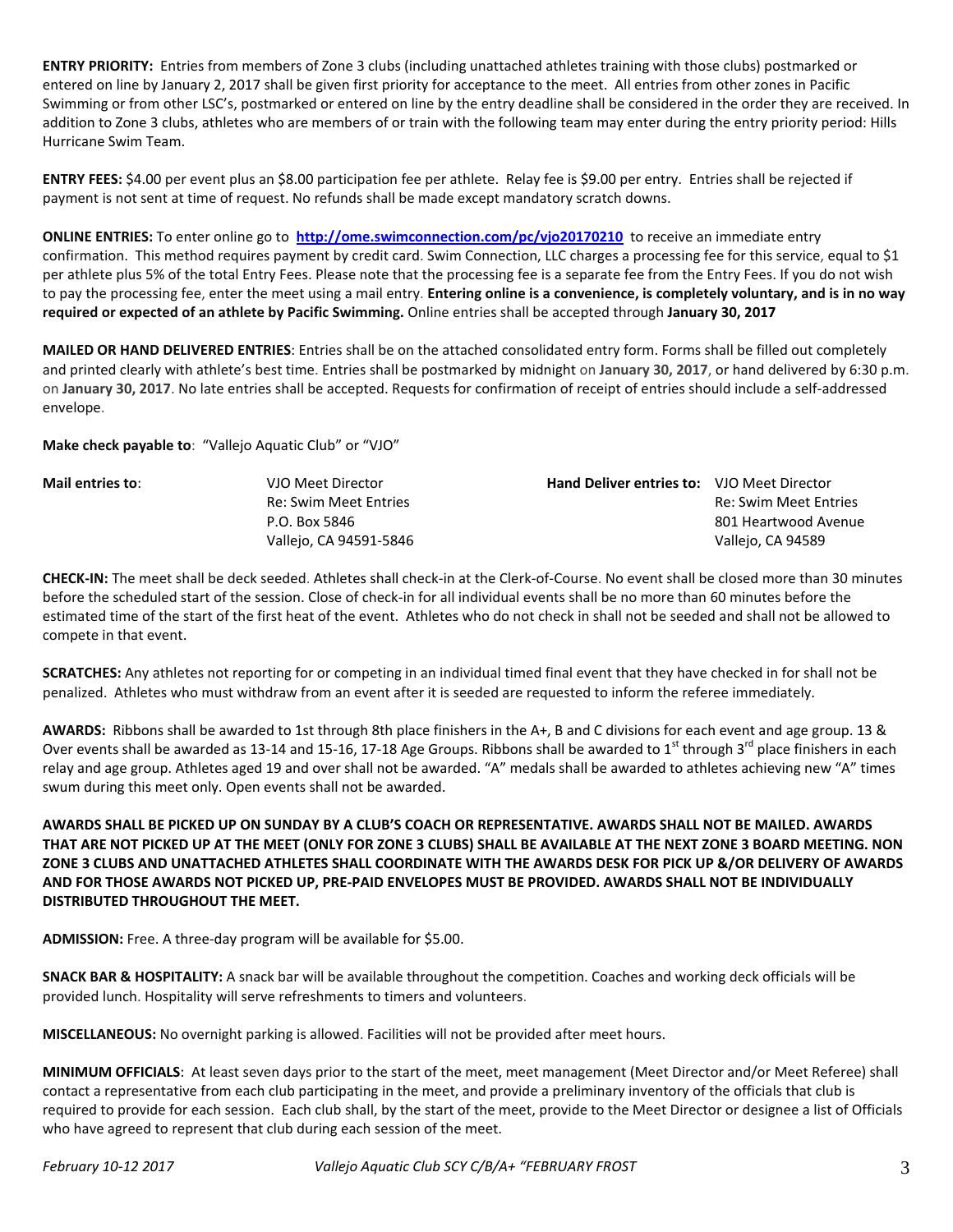**ENTRY PRIORITY:** Entries from members of Zone 3 clubs (including unattached athletes training with those clubs) postmarked or entered on line by January 2, 2017 shall be given first priority for acceptance to the meet. All entries from other zones in Pacific Swimming or from other LSC's, postmarked or entered on line by the entry deadline shall be considered in the order they are received. In addition to Zone 3 clubs, athletes who are members of or train with the following team may enter during the entry priority period: Hills Hurricane Swim Team.

**ENTRY FEES:** $4.00 per event plus an $8.00 participation fee per athlete. Relay fee is $9.00 per entry. Entries shall be rejected if payment is not sent at time of request. No refunds shall be made except mandatory scratch downs.

**ONLINE ENTRIES:** To enter online go to **http://ome.swimconnection.com/pc/vjo20170210** to receive an immediate entry confirmation. This method requires payment by credit card. Swim Connection, LLC charges a processing fee for this service, equal to $1 per athlete plus 5% of the total Entry Fees. Please note that the processing fee is a separate fee from the Entry Fees. If you do not wish to pay the processing fee, enter the meet using a mail entry. **Entering online is a convenience, is completely voluntary, and is in no way required or expected of an athlete by Pacific Swimming.** Online entries shall be accepted through **January 30, 2017**

**MAILED OR HAND DELIVERED ENTRIES**: Entries shall be on the attached consolidated entry form. Forms shall be filled out completely and printed clearly with athlete's best time. Entries shall be postmarked by midnight on **January 30, 2017**, or hand delivered by 6:30 p.m. on **January 30, 2017**. No late entries shall be accepted. Requests for confirmation of receipt of entries should include a self-addressed envelope.

**Make check payable to**: "Vallejo Aquatic Club" or "VJO"

**Mail entries to**:
VJO Meet Director
Re: Swim Meet Entries
P.O. Box 5846
Vallejo, CA 94591-5846

**Hand Deliver entries to:**
VJO Meet Director
Re: Swim Meet Entries
801 Heartwood Avenue
Vallejo, CA 94589

**CHECK-IN:** The meet shall be deck seeded. Athletes shall check-in at the Clerk-of-Course. No event shall be closed more than 30 minutes before the scheduled start of the session. Close of check-in for all individual events shall be no more than 60 minutes before the estimated time of the start of the first heat of the event. Athletes who do not check in shall not be seeded and shall not be allowed to compete in that event.

**SCRATCHES:** Any athletes not reporting for or competing in an individual timed final event that they have checked in for shall not be penalized. Athletes who must withdraw from an event after it is seeded are requested to inform the referee immediately.

**AWARDS:** Ribbons shall be awarded to 1st through 8th place finishers in the A+, B and C divisions for each event and age group. 13 & Over events shall be awarded as 13-14 and 15-16, 17-18 Age Groups. Ribbons shall be awarded to 1st through 3rd place finishers in each relay and age group. Athletes aged 19 and over shall not be awarded. "A" medals shall be awarded to athletes achieving new "A" times swum during this meet only. Open events shall not be awarded.

**AWARDS SHALL BE PICKED UP ON SUNDAY BY A CLUB'S COACH OR REPRESENTATIVE. AWARDS SHALL NOT BE MAILED. AWARDS THAT ARE NOT PICKED UP AT THE MEET (ONLY FOR ZONE 3 CLUBS) SHALL BE AVAILABLE AT THE NEXT ZONE 3 BOARD MEETING. NON ZONE 3 CLUBS AND UNATTACHED ATHLETES SHALL COORDINATE WITH THE AWARDS DESK FOR PICK UP &/OR DELIVERY OF AWARDS AND FOR THOSE AWARDS NOT PICKED UP, PRE-PAID ENVELOPES MUST BE PROVIDED. AWARDS SHALL NOT BE INDIVIDUALLY DISTRIBUTED THROUGHOUT THE MEET.**

**ADMISSION:** Free. A three-day program will be available for $5.00.

**SNACK BAR & HOSPITALITY:** A snack bar will be available throughout the competition. Coaches and working deck officials will be provided lunch. Hospitality will serve refreshments to timers and volunteers.

**MISCELLANEOUS:** No overnight parking is allowed. Facilities will not be provided after meet hours.

**MINIMUM OFFICIALS**: At least seven days prior to the start of the meet, meet management (Meet Director and/or Meet Referee) shall contact a representative from each club participating in the meet, and provide a preliminary inventory of the officials that club is required to provide for each session. Each club shall, by the start of the meet, provide to the Meet Director or designee a list of Officials who have agreed to represent that club during each session of the meet.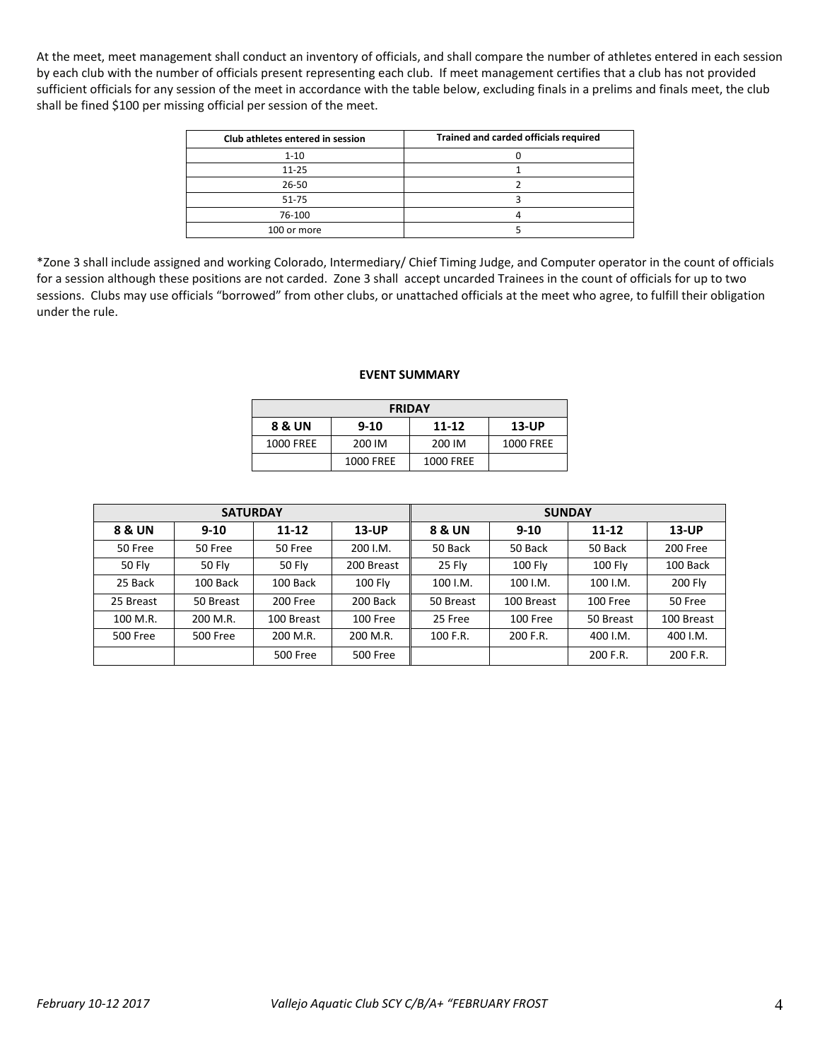At the meet, meet management shall conduct an inventory of officials, and shall compare the number of athletes entered in each session by each club with the number of officials present representing each club. If meet management certifies that a club has not provided sufficient officials for any session of the meet in accordance with the table below, excluding finals in a prelims and finals meet, the club shall be fined $100 per missing official per session of the meet.

| Club athletes entered in session | Trained and carded officials required |
|---|---|
| 1-10 | 0 |
| 11-25 | 1 |
| 26-50 | 2 |
| 51-75 | 3 |
| 76-100 | 4 |
| 100 or more | 5 |

*Zone 3 shall include assigned and working Colorado, Intermediary/ Chief Timing Judge, and Computer operator in the count of officials for a session although these positions are not carded. Zone 3 shall accept uncarded Trainees in the count of officials for up to two sessions. Clubs may use officials "borrowed" from other clubs, or unattached officials at the meet who agree, to fulfill their obligation under the rule.

**EVENT SUMMARY**

| FRIDAY | | | |
|---|---|---|---|
| **8 & UN** | **9-10** | **11-12** | **13-UP** |
| 1000 FREE | 200 IM | 200 IM | 1000 FREE |
| | 1000 FREE | 1000 FREE | |

| SATURDAY | | | | SUNDAY | | | |
|---|---|---|---|---|---|---|---|
| **8 & UN** | **9-10** | **11-12** | **13-UP** | **8 & UN** | **9-10** | **11-12** | **13-UP** |
| 50 Free | 50 Free | 50 Free | 200 I.M. | 50 Back | 50 Back | 50 Back | 200 Free |
| 50 Fly | 50 Fly | 50 Fly | 200 Breast | 25 Fly | 100 Fly | 100 Fly | 100 Back |
| 25 Back | 100 Back | 100 Back | 100 Fly | 100 I.M. | 100 I.M. | 100 I.M. | 200 Fly |
| 25 Breast | 50 Breast | 200 Free | 200 Back | 50 Breast | 100 Breast | 100 Free | 50 Free |
| 100 M.R. | 200 M.R. | 100 Breast | 100 Free | 25 Free | 100 Free | 50 Breast | 100 Breast |
| 500 Free | 500 Free | 200 M.R. | 200 M.R. | 100 F.R. | 200 F.R. | 400 I.M. | 400 I.M. |
| | | 500 Free | 500 Free | | | 200 F.R. | 200 F.R. |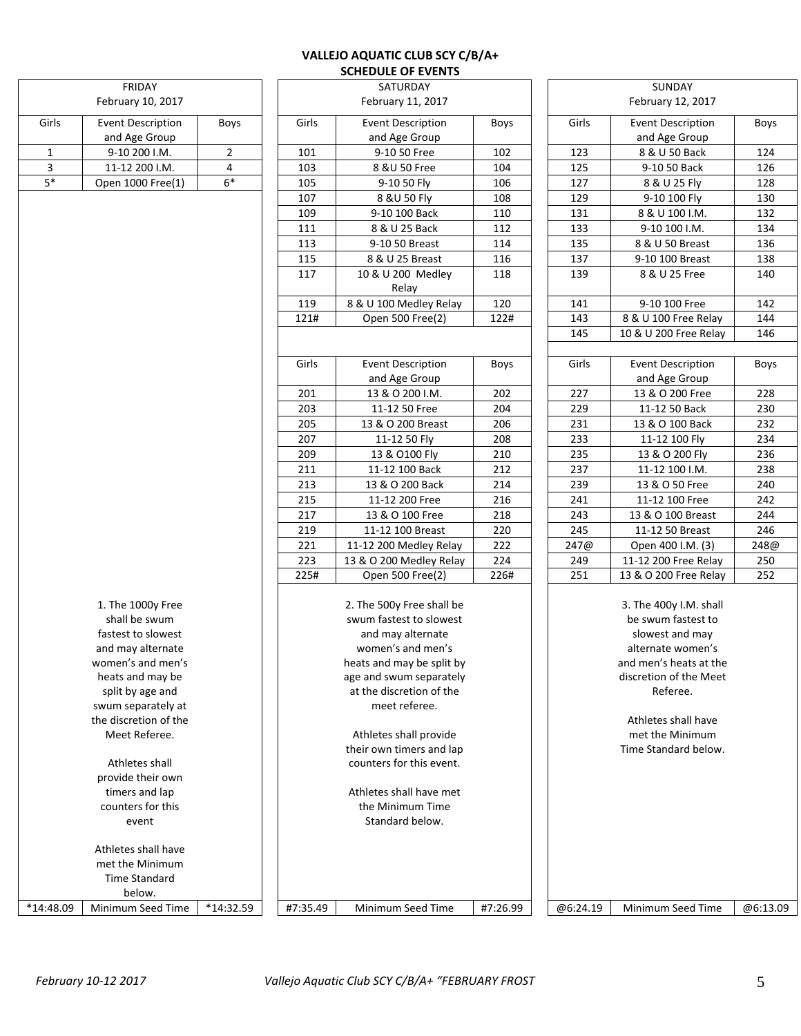# VALLEJO AQUATIC CLUB SCY C/B/A+
## SCHEDULE OF EVENTS

### FRIDAY
February 10, 2017

| Girls | Event Description and Age Group | Boys |
|---|---|---|
| 1 | 9-10 200 I.M. | 2 |
| 3 | 11-12 200 I.M. | 4 |
| 5* | Open 1000 Free(1) | 6* |

1. The 1000y Free shall be swum fastest to slowest and may alternate women's and men's heats and may be split by age and swum separately at the discretion of the Meet Referee.

Athletes shall provide their own timers and lap counters for this event.

Athletes shall have met the Minimum Time Standard below.

| Girls | | Boys |
|---|---|---|
| *14:48.09 | Minimum Seed Time | *14:32.59 |

### SATURDAY
February 11, 2017

| Girls | Event Description and Age Group | Boys |
|---|---|---|
| 101 | 9-10 50 Free | 102 |
| 103 | 8 &U 50 Free | 104 |
| 105 | 9-10 50 Fly | 106 |
| 107 | 8 &U 50 Fly | 108 |
| 109 | 9-10 100 Back | 110 |
| 111 | 8 & U 25 Back | 112 |
| 113 | 9-10 50 Breast | 114 |
| 115 | 8 & U 25 Breast | 116 |
| 117 | 10 & U 200 Medley Relay | 118 |
| 119 | 8 & U 100 Medley Relay | 120 |
| 121# | Open 500 Free(2) | 122# |

| Girls | Event Description and Age Group | Boys |
|---|---|---|
| 201 | 13 & O 200 I.M. | 202 |
| 203 | 11-12 50 Free | 204 |
| 205 | 13 & O 200 Breast | 206 |
| 207 | 11-12 50 Fly | 208 |
| 209 | 13 & O100 Fly | 210 |
| 211 | 11-12 100 Back | 212 |
| 213 | 13 & O 200 Back | 214 |
| 215 | 11-12 200 Free | 216 |
| 217 | 13 & O 100 Free | 218 |
| 219 | 11-12 100 Breast | 220 |
| 221 | 11-12 200 Medley Relay | 222 |
| 223 | 13 & O 200 Medley Relay | 224 |
| 225# | Open 500 Free(2) | 226# |

2. The 500y Free shall be swum fastest to slowest and may alternate women's and men's heats and may be split by age and swum separately at the discretion of the meet referee.

Athletes shall provide their own timers and lap counters for this event.

Athletes shall have met the Minimum Time Standard below.

| Girls | | Boys |
|---|---|---|
| #7:35.49 | Minimum Seed Time | #7:26.99 |

### SUNDAY
February 12, 2017

| Girls | Event Description and Age Group | Boys |
|---|---|---|
| 123 | 8 & U 50 Back | 124 |
| 125 | 9-10 50 Back | 126 |
| 127 | 8 & U 25 Fly | 128 |
| 129 | 9-10 100 Fly | 130 |
| 131 | 8 & U 100 I.M. | 132 |
| 133 | 9-10 100 I.M. | 134 |
| 135 | 8 & U 50 Breast | 136 |
| 137 | 9-10 100 Breast | 138 |
| 139 | 8 & U 25 Free | 140 |
| 141 | 9-10 100 Free | 142 |
| 143 | 8 & U 100 Free Relay | 144 |
| 145 | 10 & U 200 Free Relay | 146 |

| Girls | Event Description and Age Group | Boys |
|---|---|---|
| 227 | 13 & O 200 Free | 228 |
| 229 | 11-12 50 Back | 230 |
| 231 | 13 & O 100 Back | 232 |
| 233 | 11-12 100 Fly | 234 |
| 235 | 13 & O 200 Fly | 236 |
| 237 | 11-12 100 I.M. | 238 |
| 239 | 13 & O 50 Free | 240 |
| 241 | 11-12 100 Free | 242 |
| 243 | 13 & O 100 Breast | 244 |
| 245 | 11-12 50 Breast | 246 |
| 247@ | Open 400 I.M. (3) | 248@ |
| 249 | 11-12 200 Free Relay | 250 |
| 251 | 13 & O 200 Free Relay | 252 |

3. The 400y I.M. shall be swum fastest to slowest and may alternate women's and men's heats at the discretion of the Meet Referee.

Athletes shall have met the Minimum Time Standard below.

| Girls | | Boys |
|---|---|---|
| @6:24.19 | Minimum Seed Time | @6:13.09 |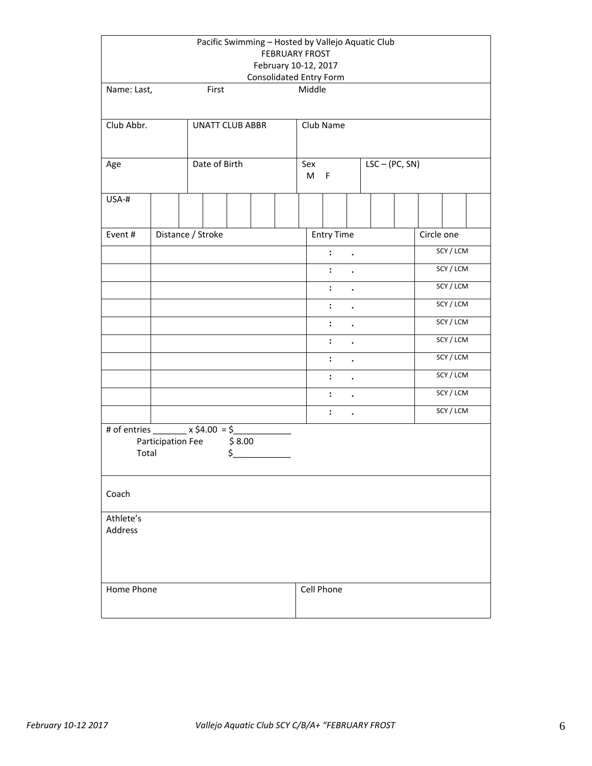Pacific Swimming – Hosted by Vallejo Aquatic Club
FEBRUARY FROST
February 10-12, 2017
Consolidated Entry Form

| Name: Last, | First | Middle |
|---|---|---|
| | | |

| Club Abbr. | UNATT CLUB ABBR | Club Name |
|---|---|---|
| | | |

| Age | Date of Birth | Sex M F | LSC – (PC, SN) |
|---|---|---|---|
| | | | |

| USA-# | | | | | | | | | | | | | | |
|---|---|---|---|---|---|---|---|---|---|---|---|---|---|---|

| Event # | Distance / Stroke | Entry Time | Circle one |
|---|---|---|---|
| | | : . | SCY / LCM |
| | | : . | SCY / LCM |
| | | : . | SCY / LCM |
| | | : . | SCY / LCM |
| | | : . | SCY / LCM |
| | | : . | SCY / LCM |
| | | : . | SCY / LCM |
| | | : . | SCY / LCM |
| | | : . | SCY / LCM |
| | | : . | SCY / LCM |

# of entries _______ x $4.00 = $____________
Participation Fee $ 8.00
Total $____________

Coach

Athlete's Address

| Home Phone | Cell Phone |
|---|---|
| | |